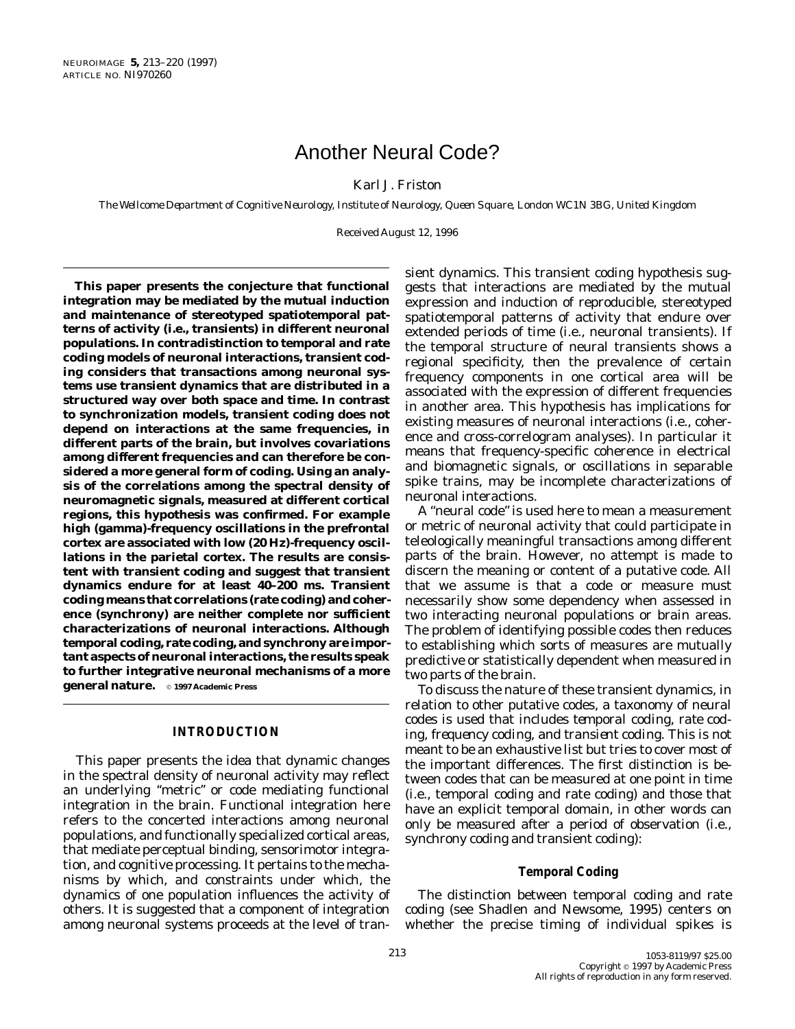# Another Neural Code?

Karl J. Friston

*The Wellcome Department of Cognitive Neurology, Institute of Neurology, Queen Square, London WC1N 3BG, United Kingdom*

Received August 12, 1996

**This paper presents the conjecture that functional integration may be mediated by the mutual induction and maintenance of stereotyped spatiotemporal patterns of activity (i.e., transients) in different neuronal populations. In contradistinction to temporal and rate coding models of neuronal interactions, transient coding considers that transactions among neuronal systems use transient dynamics that are distributed in a structured way over both space and time. In contrast to synchronization models, transient coding does not depend on interactions at the same frequencies, in different parts of the brain, but involves covariations among different frequencies and can therefore be considered a more general form of coding. Using an analysis of the correlations among the spectral density of neuromagnetic signals, measured at different cortical regions, this hypothesis was confirmed. For example high (gamma)-frequency oscillations in the prefrontal cortex are associated with low (20 Hz)-frequency oscillations in the parietal cortex. The results are consistent with transient coding and suggest that transient dynamics endure for at least 40–200 ms. Transient coding means that correlations (rate coding) and coherence (synchrony) are neither complete nor sufficient characterizations of neuronal interactions. Although temporal coding, rate coding, and synchrony are important aspects of neuronal interactions, the results speak to further integrative neuronal mechanisms of a more general nature.** © 1997 Academic Press

## INTRODUCTION

This paper presents the idea that dynamic changes in the spectral density of neuronal activity may reflect an underlying "metric" or code mediating functional integration in the brain. Functional integration here refers to the concerted interactions among neuronal populations, and functionally specialized cortical areas, that mediate perceptual binding, sensorimotor integration, and cognitive processing. It pertains to the mechanisms by which, and constraints under which, the dynamics of one population influences the activity of others. It is suggested that a component of integration among neuronal systems proceeds at the level of transient dynamics. This transient coding hypothesis suggests that interactions are mediated by the mutual expression and induction of reproducible, stereotyped spatiotemporal patterns of activity that endure over extended periods of time (i.e., neuronal transients). If the temporal structure of neural transients shows a regional specificity, then the prevalence of certain frequency components in one cortical area will be associated with the expression of different frequencies in another area. This hypothesis has implications for existing measures of neuronal interactions (i.e., coherence and cross-correlogram analyses). In particular it means that frequency-specific coherence in electrical and biomagnetic signals, or oscillations in separable spike trains, may be incomplete characterizations of neuronal interactions.

A "neural code" is used here to mean a measurement or metric of neuronal activity that could participate in teleologically meaningful transactions among different parts of the brain. However, no attempt is made to discern the meaning or content of a putative code. All that we assume is that a code or measure must necessarily show some dependency when assessed in two interacting neuronal populations or brain areas. The problem of identifying possible codes then reduces to establishing which sorts of measures are mutually predictive or statistically dependent when measured in two parts of the brain.

To discuss the nature of these transient dynamics, in relation to other putative codes, a taxonomy of neural codes is used that includes *temporal coding*, *rate coding*, *frequency coding*, and *transient coding*. This is not meant to be an exhaustive list but tries to cover most of the important differences. The first distinction is between codes that can be measured at one point in time (i.e., temporal coding and rate coding) and those that have an explicit temporal domain, in other words can only be measured after a period of observation (i.e., synchrony coding and transient coding):

### Temporal Coding

The distinction between temporal coding and rate coding (see Shadlen and Newsome, 1995) centers on whether the precise timing of individual spikes is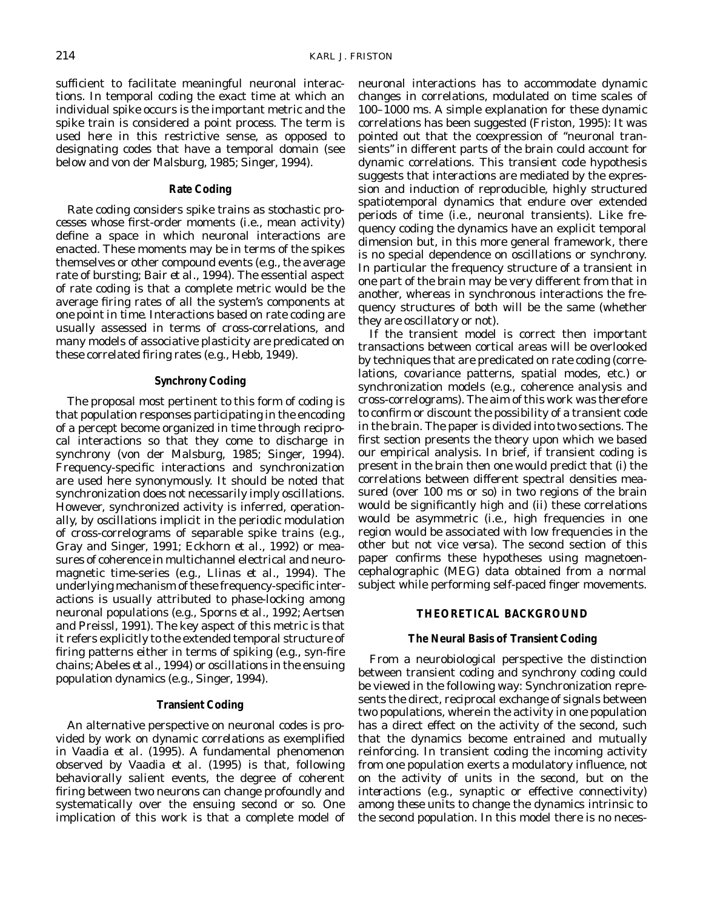sufficient to facilitate meaningful neuronal interactions. In temporal coding the exact time at which an individual spike occurs is the important metric and the spike train is considered a point process. The term is used here in this restrictive sense, as opposed to designating codes that have a temporal domain (see below and von der Malsburg, 1985; Singer, 1994).

### Rate Coding

Rate coding considers spike trains as stochastic processes whose first-order moments (i.e., mean activity) define a space in which neuronal interactions are enacted. These moments may be in terms of the spikes themselves or other compound events (e.g., the average rate of bursting; Bair *et al.*, 1994). The essential aspect of rate coding is that a complete metric would be the average firing rates of all the system's components at one point in time. Interactions based on rate coding are usually assessed in terms of cross-correlations, and many models of associative plasticity are predicated on these correlated firing rates (e.g., Hebb, 1949).

### Synchrony Coding

The proposal most pertinent to this form of coding is that population responses participating in the encoding of a percept become organized in time through reciprocal interactions so that they come to discharge in synchrony (von der Malsburg, 1985; Singer, 1994). Frequency-specific interactions and synchronization are used here synonymously. It should be noted that synchronization does not necessarily imply oscillations. However, synchronized activity is inferred, operationally, by oscillations implicit in the periodic modulation of cross-correlograms of separable spike trains (e.g., Gray and Singer, 1991; Eckhorn *et al.*, 1992) or measures of coherence in multichannel electrical and neuromagnetic time-series (e.g., Llinas *et al.*, 1994). The underlying mechanism of these frequency-specific interactions is usually attributed to phase-locking among neuronal populations (e.g., Sporns *et al.*, 1992; Aertsen and Preissl, 1991). The key aspect of this metric is that it refers explicitly to the extended temporal structure of firing patterns either in terms of spiking (e.g., syn-fire chains; Abeles *et al.*, 1994) or oscillations in the ensuing population dynamics (e.g., Singer, 1994).

### Transient Coding

An alternative perspective on neuronal codes is provided by work on *dynamic correlations* as exemplified in Vaadia *et al.* (1995). A fundamental phenomenon observed by Vaadia *et al.* (1995) is that, following behaviorally salient events, the degree of coherent firing between two neurons can change profoundly and systematically over the ensuing second or so. One implication of this work is that a complete model of neuronal interactions has to accommodate dynamic changes in correlations, modulated on time scales of 100–1000 ms. A simple explanation for these dynamic correlations has been suggested (Friston, 1995): It was pointed out that the coexpression of "neuronal transients" in different parts of the brain could account for dynamic correlations. This *transient code hypothesis* suggests that interactions are mediated by the expression and induction of reproducible, highly structured spatiotemporal dynamics that endure over extended periods of time (i.e., neuronal transients). Like frequency coding the dynamics have an explicit temporal dimension but, in this more general framework, there is no special dependence on oscillations or synchrony. In particular the frequency structure of a transient in one part of the brain may be very different from that in another, whereas in synchronous interactions the frequency structures of both will be the same (whether they are oscillatory or not).

If the transient model is correct then important transactions between cortical areas will be overlooked by techniques that are predicated on rate coding (correlations, covariance patterns, spatial modes, etc.) or synchronization models (e.g., coherence analysis and cross-correlograms). The aim of this work was therefore to confirm or discount the possibility of a transient code in the brain. The paper is divided into two sections. The first section presents the theory upon which we based our empirical analysis. In brief, if transient coding is present in the brain then one would predict that (i) the correlations between different spectral densities measured (over 100 ms or so) in two regions of the brain would be significantly high and (ii) these correlations would be asymmetric (i.e., high frequencies in one region would be associated with low frequencies in the other but not vice versa). The second section of this paper confirms these hypotheses using magnetoencephalographic (MEG) data obtained from a normal subject while performing self-paced finger movements.

## THEORETICAL BACKGROUND

### The Neural Basis of Transient Coding

From a neurobiological perspective the distinction between transient coding and synchrony coding could be viewed in the following way: Synchronization represents the direct, reciprocal exchange of signals between two populations, wherein the activity in one population has a direct effect on the activity of the second, such that the dynamics become entrained and mutually reinforcing. In transient coding the incoming activity from one population exerts a modulatory influence, not on the activity of units in the second, but on the interactions (e.g., synaptic or effective connectivity) among these units to change the dynamics intrinsic to the second population. In this model there is no neces-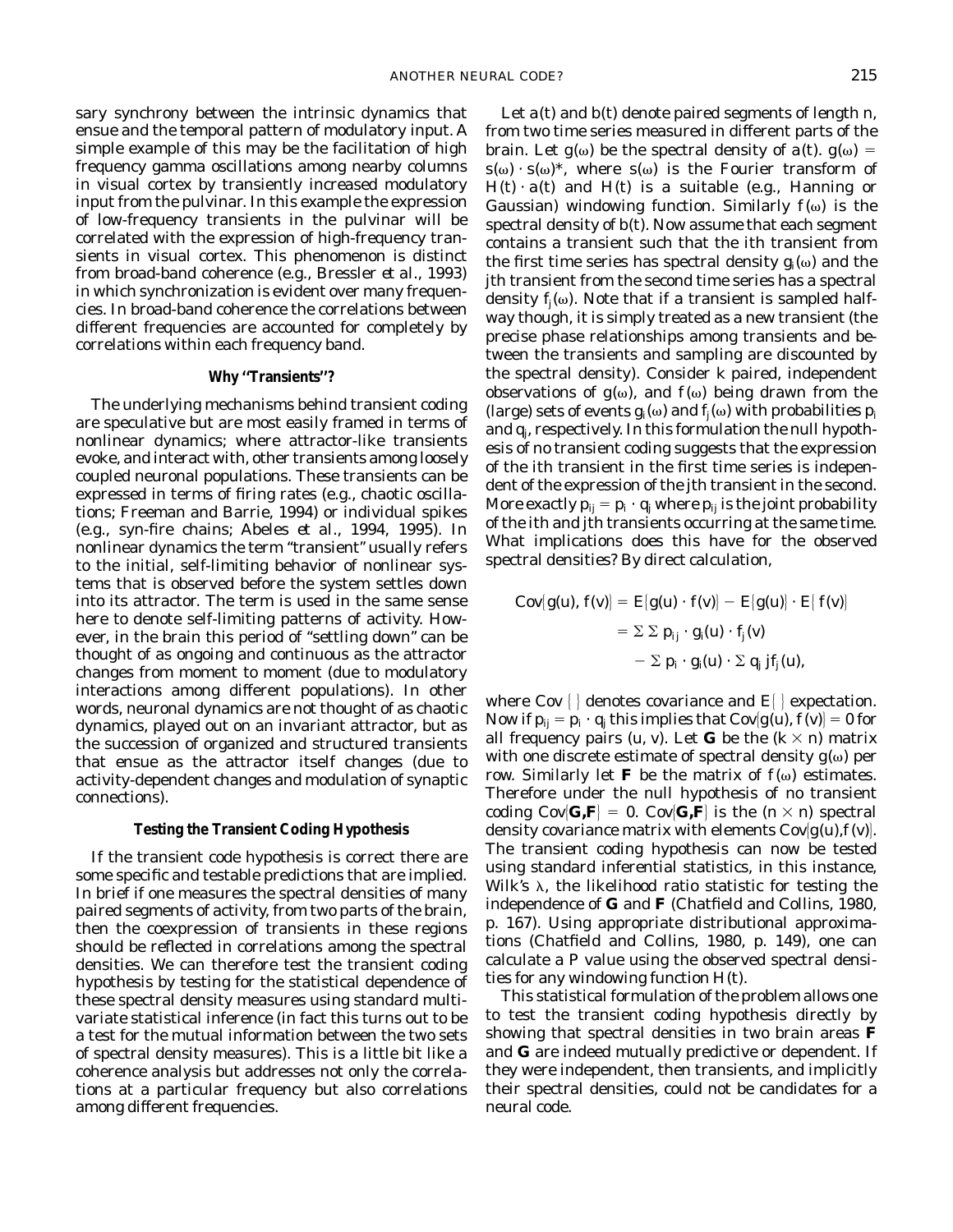sary synchrony between the intrinsic dynamics that ensue and the temporal pattern of modulatory input. A simple example of this may be the facilitation of high frequency gamma oscillations among nearby columns in visual cortex by transiently increased modulatory input from the pulvinar. In this example the expression of low-frequency transients in the pulvinar will be correlated with the expression of high-frequency transients in visual cortex. This phenomenon is distinct from broad-band coherence (e.g., Bressler *et al.*, 1993) in which synchronization is evident over many frequencies. In broad-band coherence the correlations between different frequencies are accounted for completely by correlations within each frequency band.

### Why "Transients"?

The underlying mechanisms behind transient coding are speculative but are most easily framed in terms of nonlinear dynamics; where attractor-like transients evoke, and interact with, other transients among loosely coupled neuronal populations. These transients can be expressed in terms of firing rates (e.g., chaotic oscillations; Freeman and Barrie, 1994) or individual spikes (e.g., syn-fire chains; Abeles *et al.*, 1994, 1995). In nonlinear dynamics the term "transient" usually refers to the initial, self-limiting behavior of nonlinear systems that is observed before the system settles down into its attractor. The term is used in the same sense here to denote self-limiting patterns of activity. However, in the brain this period of "settling down" can be thought of as ongoing and continuous as the attractor changes from moment to moment (due to modulatory interactions among different populations). In other words, neuronal dynamics are not thought of as chaotic dynamics, played out on an invariant attractor, but as the succession of organized and structured transients that ensue as the attractor itself changes (due to activity-dependent changes and modulation of synaptic connections).

### Testing the Transient Coding Hypothesis

If the transient code hypothesis is correct there are some specific and testable predictions that are implied. In brief if one measures the spectral densities of many paired segments of activity, from two parts of the brain, then the coexpression of transients in these regions should be reflected in correlations among the spectral densities. We can therefore test the transient coding hypothesis by testing for the statistical dependence of these spectral density measures using standard multivariate statistical inference (in fact this turns out to be a test for the mutual information between the two sets of spectral density measures). This is a little bit like a coherence analysis but addresses not only the correlations at a particular frequency but also correlations among different frequencies.

Let $a(t)$ and $b(t)$ denote paired segments of length $n$, from two time series measured in different parts of the brain. Let $g(\omega)$ be the spectral density of $a(t)$. $g(\omega) = s(\omega) \cdot s(\omega)^*$, where $s(\omega)$ is the Fourier transform of $H(t) \cdot a(t)$ and $H(t)$ is a suitable (e.g., Hanning or Gaussian) windowing function. Similarly $f(\omega)$ is the spectral density of $b(t)$. Now assume that each segment contains a transient such that the $i$th transient from the first time series has spectral density $g_i(\omega)$ and the $j$th transient from the second time series has a spectral density $f_j(\omega)$. Note that if a transient is sampled halfway though, it is simply treated as a new transient (the precise phase relationships among transients and between the transients and sampling are discounted by the spectral density). Consider $k$ paired, independent observations of $g(\omega)$, and $f(\omega)$ being drawn from the (large) sets of events $g_i(\omega)$ and $f_j(\omega)$ with probabilities $p_i$ and $q_j$, respectively. In this formulation the null hypothesis of no transient coding suggests that the expression of the $i$th transient in the first time series is independent of the expression of the $j$th transient in the second. More exactly $p_{ij} = p_i \cdot q_j$ where $p_{ij}$ is the joint probability of the $i$th and $j$th transients occurring at the same time. What implications does this have for the observed spectral densities? By direct calculation,

$$
\begin{aligned}
\mathrm{Cov}\{g(u), f(v)\} &= E\{g(u) \cdot f(v)\} - E\{g(u)\} \cdot E\{f(v)\} \\
&= \Sigma\, \Sigma\, p_{ij} \cdot g_i(u) \cdot f_j(v) \\
&\quad - \Sigma\, p_i \cdot g_i(u) \cdot \Sigma\, q_j\, j f_j(u),
\end{aligned}
$$

where Cov { } denotes covariance and E{ } expectation. Now if $p_{ij} = p_i \cdot q_j$ this implies that $\mathrm{Cov}\{g(u), f(v)\} = 0$ for all frequency pairs $(u, v)$. Let **G** be the $(k \times n)$ matrix with one discrete estimate of spectral density $g(\omega)$ per row. Similarly let **F** be the matrix of $f(\omega)$ estimates. Therefore under the null hypothesis of no transient coding $\mathrm{Cov}\{\mathbf{G},\mathbf{F}\} = 0$. $\mathrm{Cov}\{\mathbf{G},\mathbf{F}\}$ is the $(n \times n)$ spectral density covariance matrix with elements $\mathrm{Cov}\{g(u),f(v)\}$. The transient coding hypothesis can now be tested using standard inferential statistics, in this instance, Wilk's $\lambda$, the likelihood ratio statistic for testing the independence of **G** and **F** (Chatfield and Collins, 1980, p. 167). Using appropriate distributional approximations (Chatfield and Collins, 1980, p. 149), one can calculate a $P$ value using the observed spectral densities for any windowing function $H(t)$.

This statistical formulation of the problem allows one to test the transient coding hypothesis directly by showing that spectral densities in two brain areas **F** and **G** are indeed mutually predictive or dependent. If they were independent, then transients, and implicitly their spectral densities, could not be candidates for a neural code.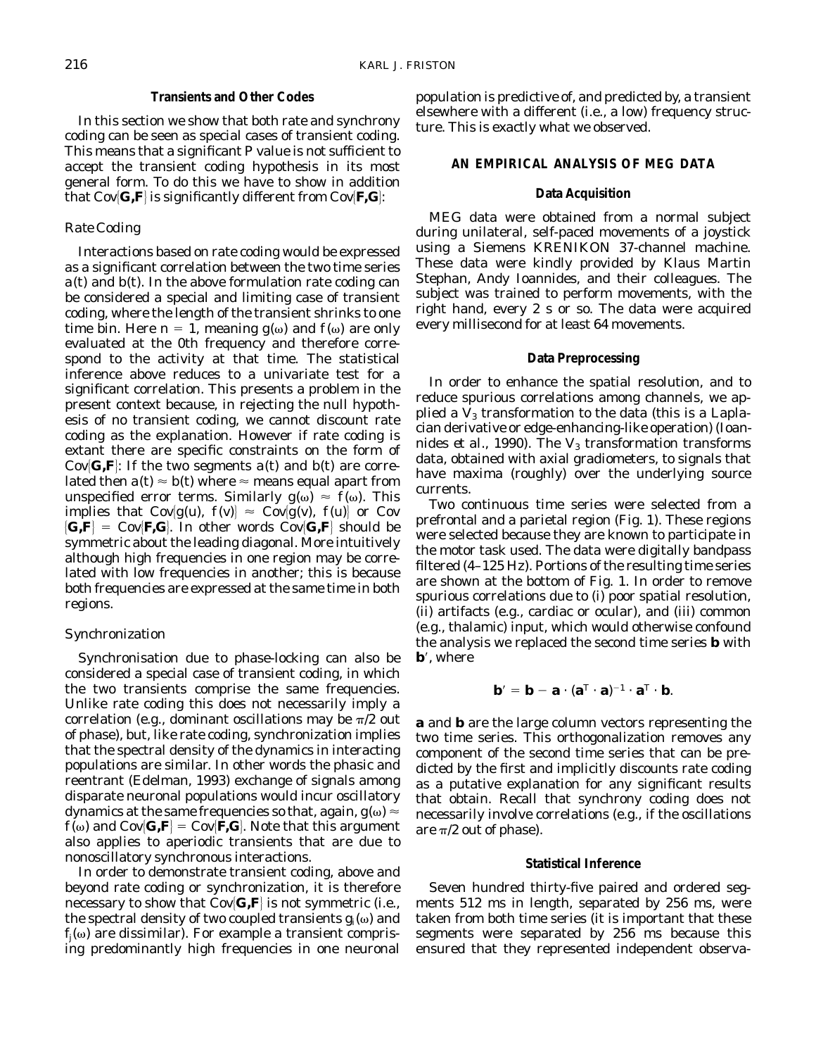### Transients and Other Codes

In this section we show that both rate and synchrony coding can be seen as special cases of transient coding. This means that a significant *P* value is not sufficient to accept the transient coding hypothesis in its most general form. To do this we have to show in addition that Cov{**G,F**} is significantly different from Cov{**F,G**}:

#### Rate Coding

Interactions based on rate coding would be expressed as a significant correlation between the two time series $a(t)$ and $b(t)$. In the above formulation rate coding can be considered a special and limiting case of transient coding, where the length of the transient shrinks to one time bin. Here $n = 1$, meaning $g(\omega)$ and $f(\omega)$ are only evaluated at the 0th frequency and therefore correspond to the activity at that time. The statistical inference above reduces to a univariate test for a significant correlation. This presents a problem in the present context because, in rejecting the null hypothesis of no transient coding, we cannot discount rate coding as the explanation. However if rate coding is extant there are specific constraints on the form of Cov{**G,F**}: If the two segments $a(t)$ and $b(t)$ are correlated then $a(t) \approx b(t)$ where $\approx$ means equal apart from unspecified error terms. Similarly $g(\omega) \approx f(\omega)$. This implies that Cov{$g(u)$, $f(v)$} $\approx$ Cov{$g(v)$, $f(u)$} or Cov{**G,F**} = Cov{**F,G**}. In other words Cov{**G,F**} should be symmetric about the leading diagonal. More intuitively although high frequencies in one region may be correlated with low frequencies in another; this is because both frequencies are expressed at the same time in both regions.

#### Synchronization

Synchronisation due to phase-locking can also be considered a special case of transient coding, in which the two transients comprise the same frequencies. Unlike rate coding this does not necessarily imply a correlation (e.g., dominant oscillations may be $\pi/2$ out of phase), but, like rate coding, synchronization implies that the spectral density of the dynamics in interacting populations are similar. In other words the phasic and reentrant (Edelman, 1993) exchange of signals among disparate neuronal populations would incur oscillatory dynamics at the same frequencies so that, again, $g(\omega) \approx f(\omega)$ and Cov{**G,F**} = Cov{**F,G**}. Note that this argument also applies to aperiodic transients that are due to nonoscillatory synchronous interactions.

In order to demonstrate transient coding, above and beyond rate coding or synchronization, it is therefore necessary to show that Cov{**G,F**} is not symmetric (i.e., the spectral density of two coupled transients $g_i(\omega)$ and $f_j(\omega)$ are dissimilar). For example a transient comprising predominantly high frequencies in one neuronal population is predictive of, and predicted by, a transient elsewhere with a different (i.e., a low) frequency structure. This is exactly what we observed.

## AN EMPIRICAL ANALYSIS OF MEG DATA

### Data Acquisition

MEG data were obtained from a normal subject during unilateral, self-paced movements of a joystick using a Siemens KRENIKON 37-channel machine. These data were kindly provided by Klaus Martin Stephan, Andy Ioannides, and their colleagues. The subject was trained to perform movements, with the right hand, every 2 s or so. The data were acquired every millisecond for at least 64 movements.

### Data Preprocessing

In order to enhance the spatial resolution, and to reduce spurious correlations among channels, we applied a $V_3$ transformation to the data (this is a Laplacian derivative or edge-enhancing-like operation) (Ioannides *et al.*, 1990). The $V_3$ transformation transforms data, obtained with axial gradiometers, to signals that have maxima (roughly) over the underlying source currents.

Two continuous time series were selected from a prefrontal and a parietal region (Fig. 1). These regions were selected because they are known to participate in the motor task used. The data were digitally bandpass filtered (4–125 Hz). Portions of the resulting time series are shown at the bottom of Fig. 1. In order to remove spurious correlations due to (i) poor spatial resolution, (ii) artifacts (e.g., cardiac or ocular), and (iii) common (e.g., thalamic) input, which would otherwise confound the analysis we replaced the second time series **b** with **b**′, where

$$\mathbf{b}' = \mathbf{b} - \mathbf{a} \cdot (\mathbf{a}^T \cdot \mathbf{a})^{-1} \cdot \mathbf{a}^T \cdot \mathbf{b}.$$

**a** and **b** are the large column vectors representing the two time series. This orthogonalization removes any component of the second time series that can be predicted by the first and implicitly discounts rate coding as a putative explanation for any significant results that obtain. Recall that synchrony coding does not necessarily involve correlations (e.g., if the oscillations are $\pi/2$ out of phase).

### Statistical Inference

Seven hundred thirty-five paired and ordered segments 512 ms in length, separated by 256 ms, were taken from both time series (it is important that these segments were separated by 256 ms because this ensured that they represented independent observa-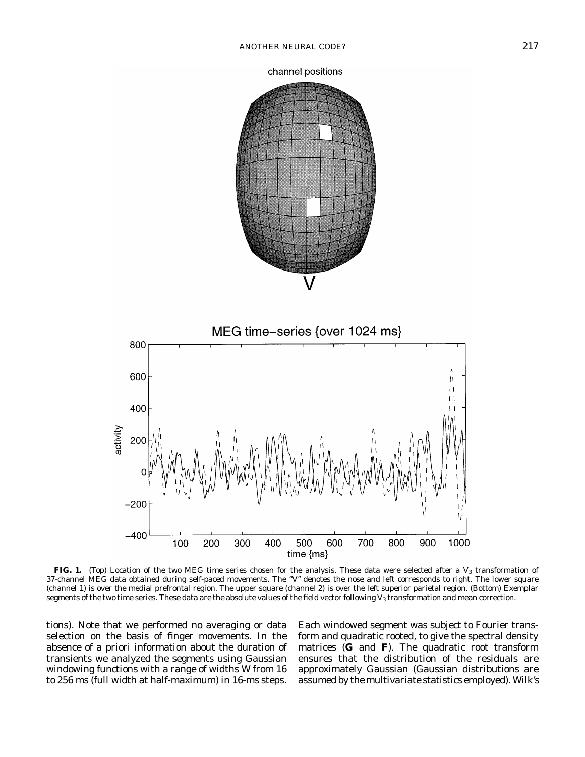**FIG. 1.** (Top) Location of the two MEG time series chosen for the analysis. These data were selected after a $V_3$ transformation of 37-channel MEG data obtained during self-paced movements. The "V" denotes the nose and left corresponds to right. The lower square (channel 1) is over the medial prefrontal region. The upper square (channel 2) is over the left superior parietal region. (Bottom) Exemplar segments of the two time series. These data are the absolute values of the field vector following $V_3$ transformation and mean correction.

tions). Note that we performed no averaging or data selection on the basis of finger movements. In the absence of a priori information about the duration of transients we analyzed the segments using Gaussian windowing functions with a range of widths W from 16 to 256 ms (full width at half-maximum) in 16-ms steps. Each windowed segment was subject to Fourier transform and quadratic rooted, to give the spectral density matrices (**G** and **F**). The quadratic root transform ensures that the distribution of the residuals are approximately Gaussian (Gaussian distributions are assumed by the multivariate statistics employed). Wilk's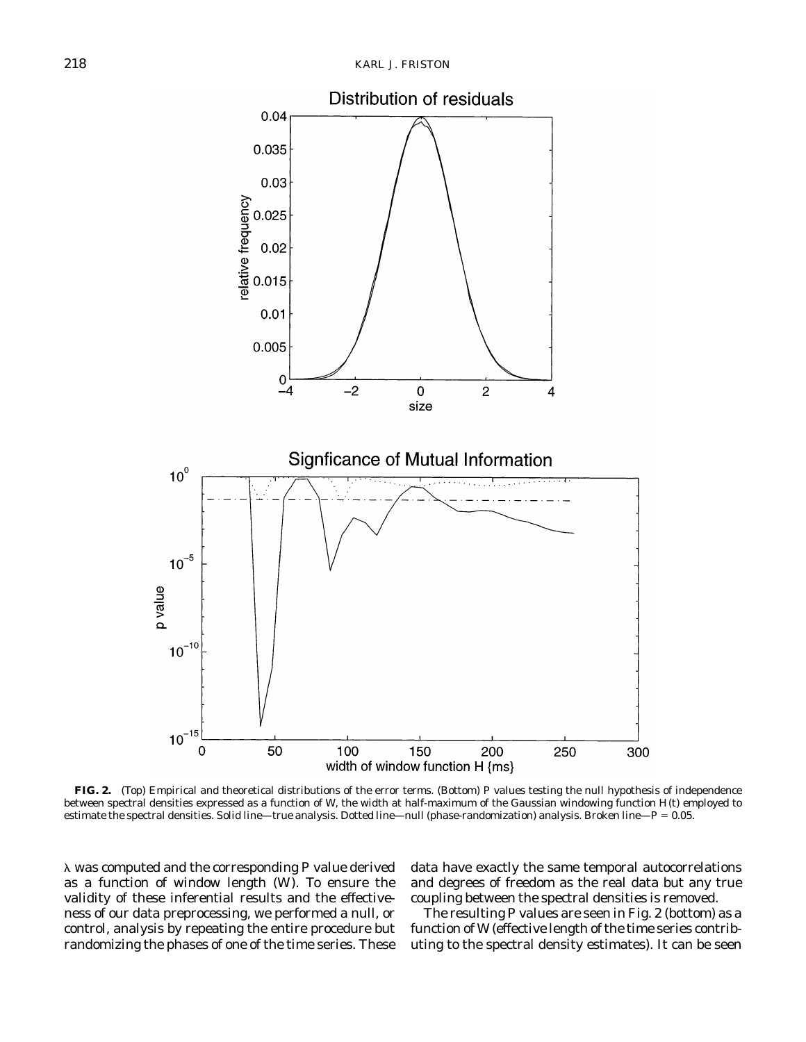**FIG. 2.** (Top) Empirical and theoretical distributions of the error terms. (Bottom) P values testing the null hypothesis of independence between spectral densities expressed as a function of W, the width at half-maximum of the Gaussian windowing function $H(t)$ employed to estimate the spectral densities. Solid line—true analysis. Dotted line—null (phase-randomization) analysis. Broken line—$P = 0.05$.

$\lambda$ was computed and the corresponding P value derived as a function of window length (W). To ensure the validity of these inferential results and the effectiveness of our data preprocessing, we performed a null, or control, analysis by repeating the entire procedure but randomizing the phases of one of the time series. These data have exactly the same temporal autocorrelations and degrees of freedom as the real data but any true coupling between the spectral densities is removed.

The resulting P values are seen in Fig. 2 (bottom) as a function of W (effective length of the time series contributing to the spectral density estimates). It can be seen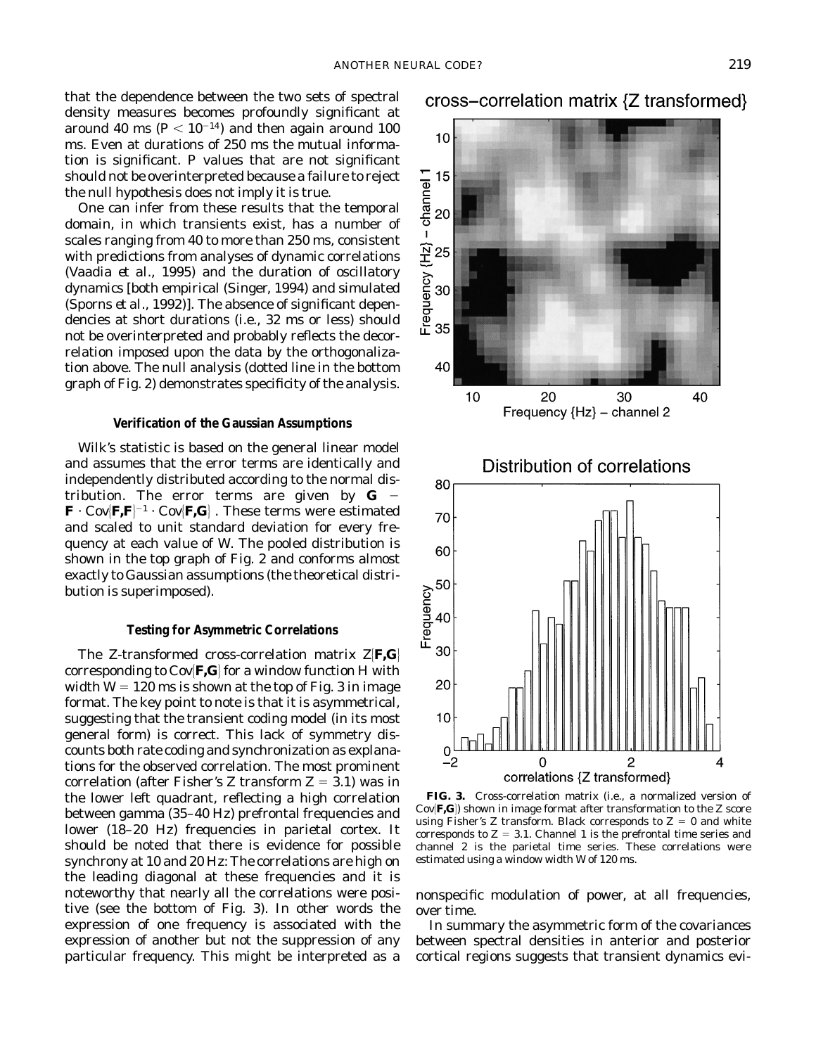that the dependence between the two sets of spectral density measures becomes profoundly significant at around 40 ms ($P < 10^{-14}$) and then again around 100 ms. Even at durations of 250 ms the mutual information is significant. P values that are not significant should not be overinterpreted because a failure to reject the null hypothesis does not imply it is true.

One can infer from these results that the temporal domain, in which transients exist, has a number of scales ranging from 40 to more than 250 ms, consistent with predictions from analyses of dynamic correlations (Vaadia *et al.*, 1995) and the duration of oscillatory dynamics [both empirical (Singer, 1994) and simulated (Sporns *et al.*, 1992)]. The absence of significant dependencies at short durations (i.e., 32 ms or less) should not be overinterpreted and probably reflects the decorrelation imposed upon the data by the orthogonalization above. The null analysis (dotted line in the bottom graph of Fig. 2) demonstrates specificity of the analysis.

### Verification of the Gaussian Assumptions

Wilk's statistic is based on the general linear model and assumes that the error terms are identically and independently distributed according to the normal distribution. The error terms are given by $\mathbf{G} - \mathbf{F} \cdot \mathrm{Cov}\{\mathbf{F,F}\}^{-1} \cdot \mathrm{Cov}\{\mathbf{F,G}\}$. These terms were estimated and scaled to unit standard deviation for every frequency at each value of W. The pooled distribution is shown in the top graph of Fig. 2 and conforms almost exactly to Gaussian assumptions (the theoretical distribution is superimposed).

### Testing for Asymmetric Correlations

The Z-transformed cross-correlation matrix $Z\{\mathbf{F,G}\}$ corresponding to $\mathrm{Cov}\{\mathbf{F,G}\}$ for a window function H with width $W = 120$ ms is shown at the top of Fig. 3 in image format. The key point to note is that it is asymmetrical, suggesting that the transient coding model (in its most general form) is correct. This lack of symmetry discounts both rate coding and synchronization as explanations for the observed correlation. The most prominent correlation (after Fisher's Z transform $Z = 3.1$) was in the lower left quadrant, reflecting a high correlation between gamma (35–40 Hz) prefrontal frequencies and lower (18–20 Hz) frequencies in parietal cortex. It should be noted that there is evidence for possible synchrony at 10 and 20 Hz: The correlations are high on the leading diagonal at these frequencies and it is noteworthy that nearly all the correlations were positive (see the bottom of Fig. 3). In other words the expression of one frequency is associated with the expression of another but not the suppression of any particular frequency. This might be interpreted as a nonspecific modulation of power, at all frequencies, over time.

**FIG. 3.** Cross-correlation matrix (i.e., a normalized version of $\mathrm{Cov}\{\mathbf{F,G}\}$) shown in image format after transformation to the Z score using Fisher's Z transform. Black corresponds to $Z = 0$ and white corresponds to $Z = 3.1$. Channel 1 is the prefrontal time series and channel 2 is the parietal time series. These correlations were estimated using a window width W of 120 ms.

In summary the asymmetric form of the covariances between spectral densities in anterior and posterior cortical regions suggests that transient dynamics evi-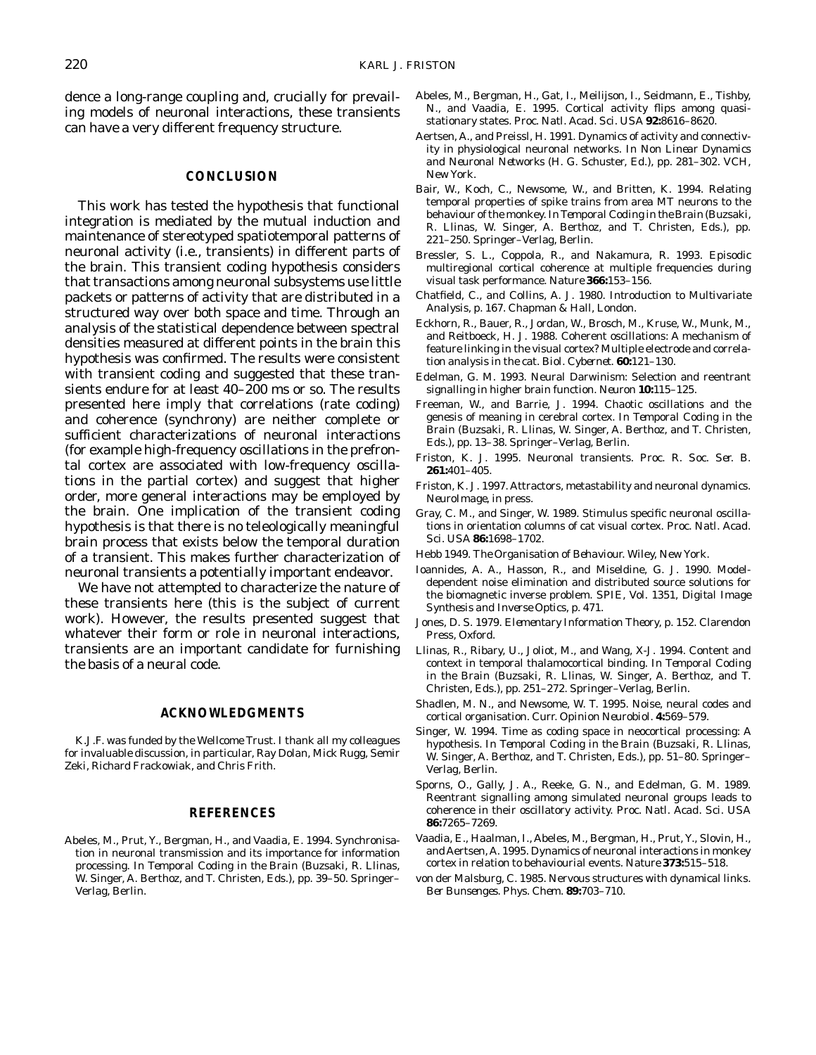dence a long-range coupling and, crucially for prevailing models of neuronal interactions, these transients can have a very different frequency structure.

## CONCLUSION

This work has tested the hypothesis that functional integration is mediated by the mutual induction and maintenance of stereotyped spatiotemporal patterns of neuronal activity (i.e., transients) in different parts of the brain. This transient coding hypothesis considers that transactions among neuronal subsystems use little packets or patterns of activity that are distributed in a structured way over both space and time. Through an analysis of the statistical dependence between spectral densities measured at different points in the brain this hypothesis was confirmed. The results were consistent with transient coding and suggested that these transients endure for at least 40–200 ms or so. The results presented here imply that correlations (rate coding) and coherence (synchrony) are neither complete or sufficient characterizations of neuronal interactions (for example high-frequency oscillations in the prefrontal cortex are associated with low-frequency oscillations in the partial cortex) and suggest that higher order, more general interactions may be employed by the brain. One implication of the transient coding hypothesis is that there is no teleologically meaningful brain process that exists below the temporal duration of a transient. This makes further characterization of neuronal transients a potentially important endeavor.

We have not attempted to characterize the nature of these transients here (this is the subject of current work). However, the results presented suggest that whatever their form or role in neuronal interactions, transients are an important candidate for furnishing the basis of a neural code.

## ACKNOWLEDGMENTS

K.J.F. was funded by the Wellcome Trust. I thank all my colleagues for invaluable discussion, in particular, Ray Dolan, Mick Rugg, Semir Zeki, Richard Frackowiak, and Chris Frith.

## REFERENCES

Abeles, M., Prut, Y., Bergman, H., and Vaadia, E. 1994. Synchronisation in neuronal transmission and its importance for information processing. In *Temporal Coding in the Brain* (Buzsaki, R. Llinas, W. Singer, A. Berthoz, and T. Christen, Eds.), pp. 39–50. Springer–Verlag, Berlin.

Abeles, M., Bergman, H., Gat, I., Meilijson, I., Seidmann, E., Tishby, N., and Vaadia, E. 1995. Cortical activity flips among quasistationary states. *Proc. Natl. Acad. Sci. USA* **92:**8616–8620.

Aertsen, A., and Preissl, H. 1991. Dynamics of activity and connectivity in physiological neuronal networks. In *Non Linear Dynamics and Neuronal Networks* (H. G. Schuster, Ed.), pp. 281–302. VCH, New York.

Bair, W., Koch, C., Newsome, W., and Britten, K. 1994. Relating temporal properties of spike trains from area MT neurons to the behaviour of the monkey. In *Temporal Coding in the Brain* (Buzsaki, R. Llinas, W. Singer, A. Berthoz, and T. Christen, Eds.), pp. 221–250. Springer–Verlag, Berlin.

Bressler, S. L., Coppola, R., and Nakamura, R. 1993. Episodic multiregional cortical coherence at multiple frequencies during visual task performance. *Nature* **366:**153–156.

Chatfield, C., and Collins, A. J. 1980. *Introduction to Multivariate Analysis,* p. 167. Chapman & Hall, London.

Eckhorn, R., Bauer, R., Jordan, W., Brosch, M., Kruse, W., Munk, M., and Reitboeck, H. J. 1988. Coherent oscillations: A mechanism of feature linking in the visual cortex? Multiple electrode and correlation analysis in the cat. *Biol. Cybernet.* **60:**121–130.

Edelman, G. M. 1993. Neural Darwinism: Selection and reentrant signalling in higher brain function. *Neuron* **10:**115–125.

Freeman, W., and Barrie, J. 1994. Chaotic oscillations and the genesis of meaning in cerebral cortex. In *Temporal Coding in the Brain* (Buzsaki, R. Llinas, W. Singer, A. Berthoz, and T. Christen, Eds.), pp. 13–38. Springer–Verlag, Berlin.

Friston, K. J. 1995. Neuronal transients. *Proc. R. Soc. Ser. B.* **261:**401–405.

Friston, K. J. 1997. Attractors, metastability and neuronal dynamics. *NeuroImage,* in press.

Gray, C. M., and Singer, W. 1989. Stimulus specific neuronal oscillations in orientation columns of cat visual cortex. *Proc. Natl. Acad. Sci. USA* **86:**1698–1702.

Hebb 1949. *The Organisation of Behaviour.* Wiley, New York.

Ioannides, A. A., Hasson, R., and Miseldine, G. J. 1990. Model-dependent noise elimination and distributed source solutions for the biomagnetic inverse problem. SPIE, Vol. 1351, *Digital Image Synthesis and Inverse Optics,* p. 471.

Jones, D. S. 1979. *Elementary Information Theory,* p. 152. Clarendon Press, Oxford.

Llinas, R., Ribary, U., Joliot, M., and Wang, X-J. 1994. Content and context in temporal thalamocortical binding. In *Temporal Coding in the Brain* (Buzsaki, R. Llinas, W. Singer, A. Berthoz, and T. Christen, Eds.), pp. 251–272. Springer–Verlag, Berlin.

Shadlen, M. N., and Newsome, W. T. 1995. Noise, neural codes and cortical organisation. *Curr. Opinion Neurobiol.* **4:**569–579.

Singer, W. 1994. Time as coding space in neocortical processing: A hypothesis. In *Temporal Coding in the Brain* (Buzsaki, R. Llinas, W. Singer, A. Berthoz, and T. Christen, Eds.), pp. 51–80. Springer–Verlag, Berlin.

Sporns, O., Gally, J. A., Reeke, G. N., and Edelman, G. M. 1989. Reentrant signalling among simulated neuronal groups leads to coherence in their oscillatory activity. *Proc. Natl. Acad. Sci. USA* **86:**7265–7269.

Vaadia, E., Haalman, I., Abeles, M., Bergman, H., Prut, Y., Slovin, H., and Aertsen, A. 1995. Dynamics of neuronal interactions in monkey cortex in relation to behaviourial events. *Nature* **373:**515–518.

von der Malsburg, C. 1985. Nervous structures with dynamical links. *Ber Bunsenges. Phys. Chem.* **89:**703–710.